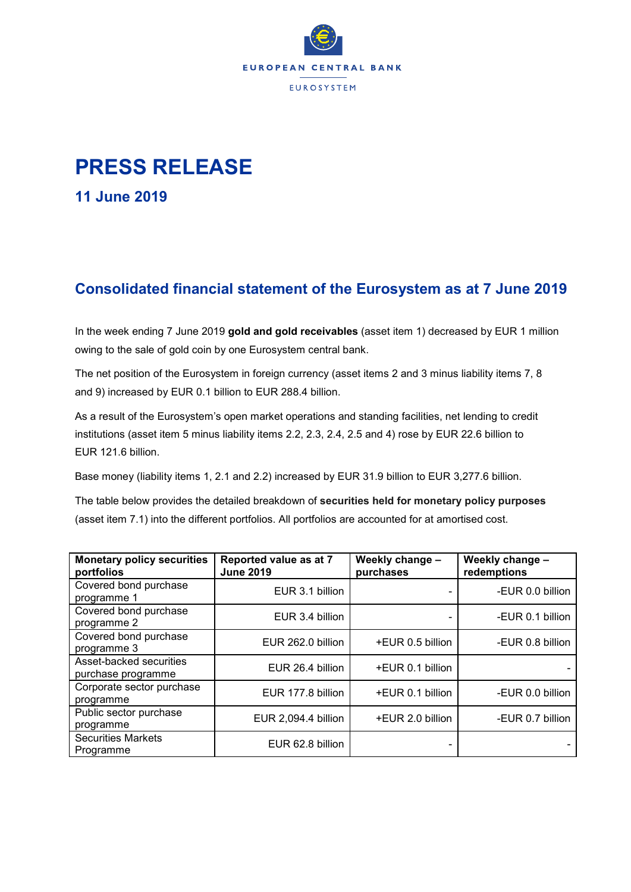EUROPEAN CENTRAL BANK

EUROSYSTEM

# PRESS RELEASE

## 11 June 2019

## Consolidated financial statement of the Eurosystem as at 7 June 2019

In the week ending 7 June 2019 **gold and gold receivables** (asset item 1) decreased by EUR 1 million owing to the sale of gold coin by one Eurosystem central bank.

The net position of the Eurosystem in foreign currency (asset items 2 and 3 minus liability items 7, 8 and 9) increased by EUR 0.1 billion to EUR 288.4 billion.

As a result of the Eurosystem's open market operations and standing facilities, net lending to credit institutions (asset item 5 minus liability items 2.2, 2.3, 2.4, 2.5 and 4) rose by EUR 22.6 billion to EUR 121.6 billion.

Base money (liability items 1, 2.1 and 2.2) increased by EUR 31.9 billion to EUR 3,277.6 billion.

The table below provides the detailed breakdown of **securities held for monetary policy purposes** (asset item 7.1) into the different portfolios. All portfolios are accounted for at amortised cost.

| Monetary policy securities portfolios | Reported value as at 7 June 2019 | Weekly change – purchases | Weekly change – redemptions |
|---|---|---|---|
| Covered bond purchase programme 1 | EUR 3.1 billion | - | -EUR 0.0 billion |
| Covered bond purchase programme 2 | EUR 3.4 billion | - | -EUR 0.1 billion |
| Covered bond purchase programme 3 | EUR 262.0 billion | +EUR 0.5 billion | -EUR 0.8 billion |
| Asset-backed securities purchase programme | EUR 26.4 billion | +EUR 0.1 billion | - |
| Corporate sector purchase programme | EUR 177.8 billion | +EUR 0.1 billion | -EUR 0.0 billion |
| Public sector purchase programme | EUR 2,094.4 billion | +EUR 2.0 billion | -EUR 0.7 billion |
| Securities Markets Programme | EUR 62.8 billion | - | - |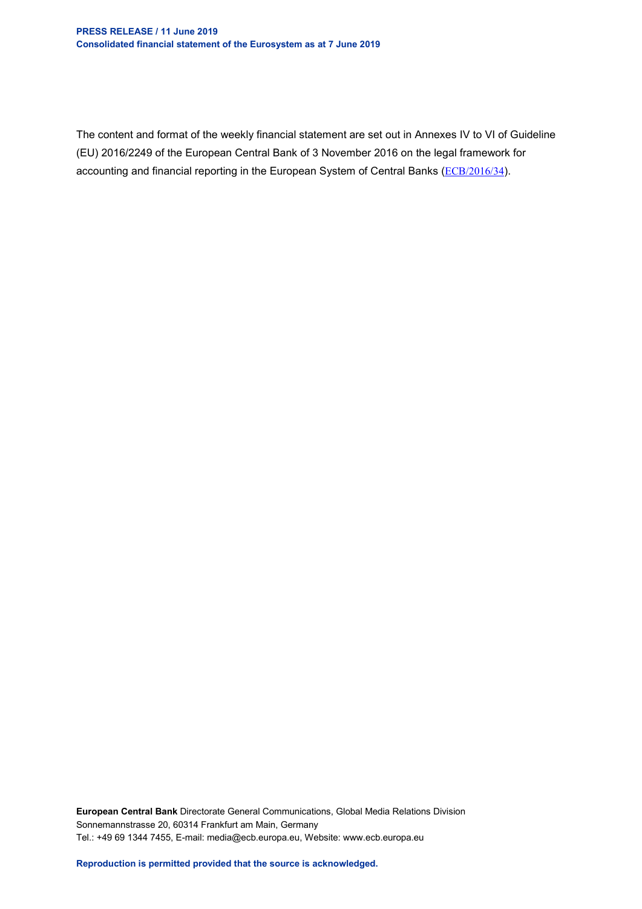The content and format of the weekly financial statement are set out in Annexes IV to VI of Guideline (EU) 2016/2249 of the European Central Bank of 3 November 2016 on the legal framework for accounting and financial reporting in the European System of Central Banks (ECB/2016/34).

**European Central Bank** Directorate General Communications, Global Media Relations Division
Sonnemannstrasse 20, 60314 Frankfurt am Main, Germany
Tel.: +49 69 1344 7455, E-mail: media@ecb.europa.eu, Website: www.ecb.europa.eu

**Reproduction is permitted provided that the source is acknowledged.**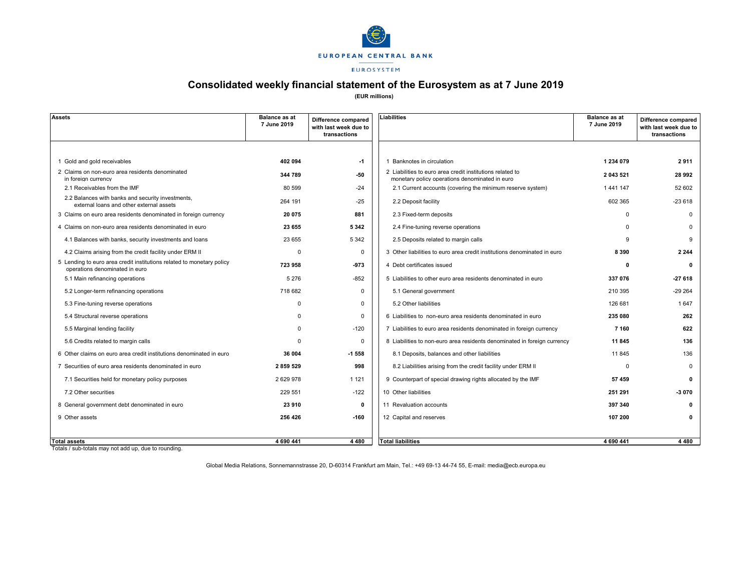EUROPEAN CENTRAL BANK

EUROSYSTEM

# Consolidated weekly financial statement of the Eurosystem as at 7 June 2019

**(EUR millions)**

| Assets | Balance as at 7 June 2019 | Difference compared with last week due to transactions |
|---|---|---|
| **1 Gold and gold receivables** | **402 094** | **-1** |
| **2 Claims on non-euro area residents denominated in foreign currency** | **344 789** | **-50** |
| 2.1 Receivables from the IMF | 80 599 | -24 |
| 2.2 Balances with banks and security investments, external loans and other external assets | 264 191 | -25 |
| **3 Claims on euro area residents denominated in foreign currency** | **20 075** | **881** |
| **4 Claims on non-euro area residents denominated in euro** | **23 655** | **5 342** |
| 4.1 Balances with banks, security investments and loans | 23 655 | 5 342 |
| 4.2 Claims arising from the credit facility under ERM II | 0 | 0 |
| **5 Lending to euro area credit institutions related to monetary policy operations denominated in euro** | **723 958** | **-973** |
| 5.1 Main refinancing operations | 5 276 | -852 |
| 5.2 Longer-term refinancing operations | 718 682 | 0 |
| 5.3 Fine-tuning reverse operations | 0 | 0 |
| 5.4 Structural reverse operations | 0 | 0 |
| 5.5 Marginal lending facility | 0 | -120 |
| 5.6 Credits related to margin calls | 0 | 0 |
| **6 Other claims on euro area credit institutions denominated in euro** | **36 004** | **-1 558** |
| **7 Securities of euro area residents denominated in euro** | **2 859 529** | **998** |
| 7.1 Securities held for monetary policy purposes | 2 629 978 | 1 121 |
| 7.2 Other securities | 229 551 | -122 |
| **8 General government debt denominated in euro** | **23 910** | **0** |
| **9 Other assets** | **256 426** | **-160** |
| **Total assets** | **4 690 441** | **4 480** |

| Liabilities | Balance as at 7 June 2019 | Difference compared with last week due to transactions |
|---|---|---|
| **1 Banknotes in circulation** | **1 234 079** | **2 911** |
| **2 Liabilities to euro area credit institutions related to monetary policy operations denominated in euro** | **2 043 521** | **28 992** |
| 2.1 Current accounts (covering the minimum reserve system) | 1 441 147 | 52 602 |
| 2.2 Deposit facility | 602 365 | -23 618 |
| 2.3 Fixed-term deposits | 0 | 0 |
| 2.4 Fine-tuning reverse operations | 0 | 0 |
| 2.5 Deposits related to margin calls | 9 | 9 |
| **3 Other liabilities to euro area credit institutions denominated in euro** | **8 390** | **2 244** |
| **4 Debt certificates issued** | **0** | **0** |
| **5 Liabilities to other euro area residents denominated in euro** | **337 076** | **-27 618** |
| 5.1 General government | 210 395 | -29 264 |
| 5.2 Other liabilities | 126 681 | 1 647 |
| **6 Liabilities to non-euro area residents denominated in euro** | **235 080** | **262** |
| **7 Liabilities to euro area residents denominated in foreign currency** | **7 160** | **622** |
| **8 Liabilities to non-euro area residents denominated in foreign currency** | **11 845** | **136** |
| 8.1 Deposits, balances and other liabilities | 11 845 | 136 |
| 8.2 Liabilities arising from the credit facility under ERM II | 0 | 0 |
| **9 Counterpart of special drawing rights allocated by the IMF** | **57 459** | **0** |
| **10 Other liabilities** | **251 291** | **-3 070** |
| **11 Revaluation accounts** | **397 340** | **0** |
| **12 Capital and reserves** | **107 200** | **0** |
| **Total liabilities** | **4 690 441** | **4 480** |

Totals / sub-totals may not add up, due to rounding.

Global Media Relations, Sonnemannstrasse 20, D-60314 Frankfurt am Main, Tel.: +49 69-13 44-74 55, E-mail: media@ecb.europa.eu